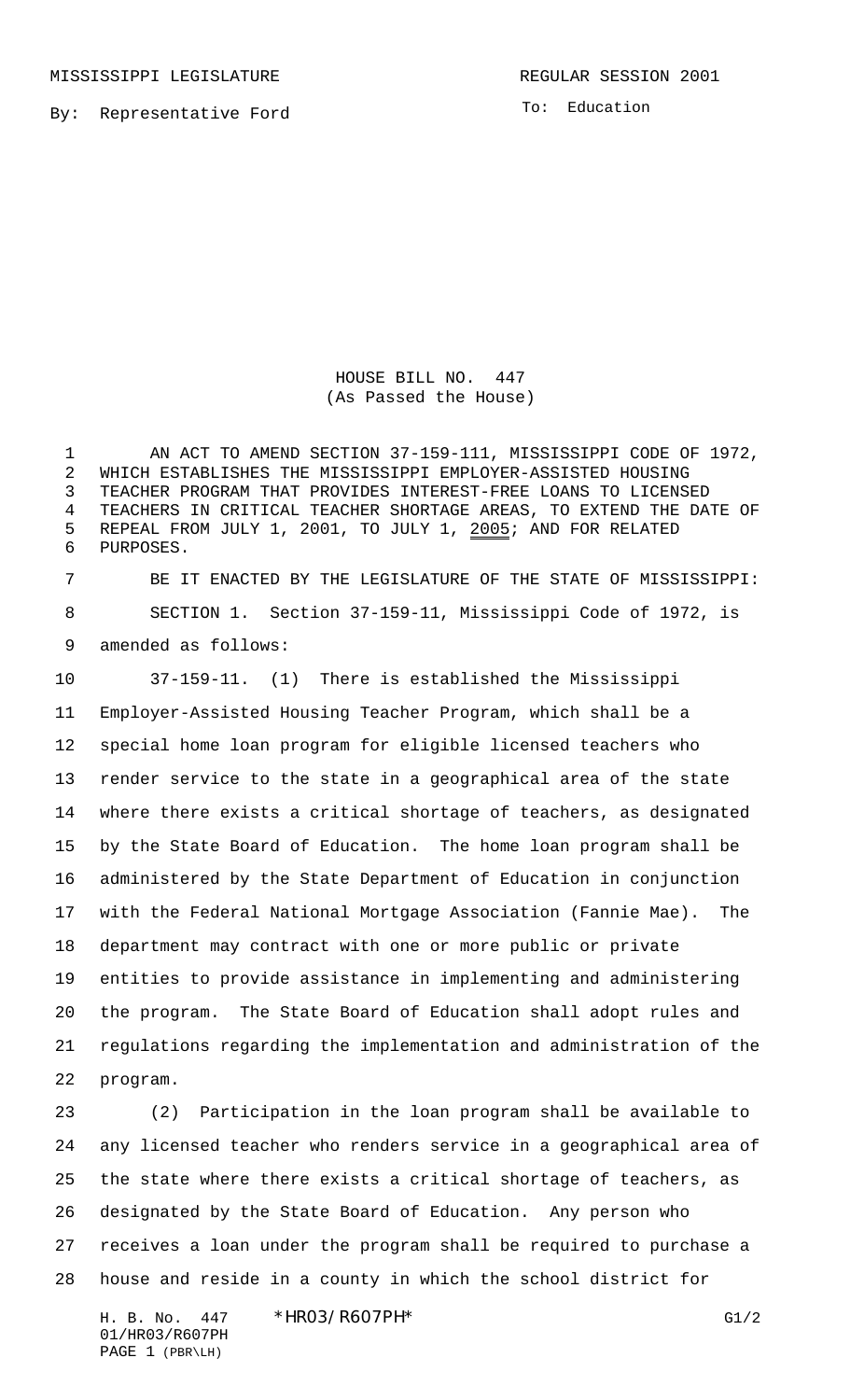MISSISSIPPI LEGISLATURE

REGULAR SESSION 2001

By: Representative Ford

To: Education

# HOUSE BILL NO. 447
(As Passed the House)

AN ACT TO AMEND SECTION 37-159-111, MISSISSIPPI CODE OF 1972, WHICH ESTABLISHES THE MISSISSIPPI EMPLOYER-ASSISTED HOUSING TEACHER PROGRAM THAT PROVIDES INTEREST-FREE LOANS TO LICENSED TEACHERS IN CRITICAL TEACHER SHORTAGE AREAS, TO EXTEND THE DATE OF REPEAL FROM JULY 1, 2001, TO JULY 1, 2005; AND FOR RELATED PURPOSES.

BE IT ENACTED BY THE LEGISLATURE OF THE STATE OF MISSISSIPPI:

SECTION 1. Section 37-159-11, Mississippi Code of 1972, is amended as follows:

37-159-11. (1) There is established the Mississippi Employer-Assisted Housing Teacher Program, which shall be a special home loan program for eligible licensed teachers who render service to the state in a geographical area of the state where there exists a critical shortage of teachers, as designated by the State Board of Education. The home loan program shall be administered by the State Department of Education in conjunction with the Federal National Mortgage Association (Fannie Mae). The department may contract with one or more public or private entities to provide assistance in implementing and administering the program. The State Board of Education shall adopt rules and regulations regarding the implementation and administration of the program.

(2) Participation in the loan program shall be available to any licensed teacher who renders service in a geographical area of the state where there exists a critical shortage of teachers, as designated by the State Board of Education. Any person who receives a loan under the program shall be required to purchase a house and reside in a county in which the school district for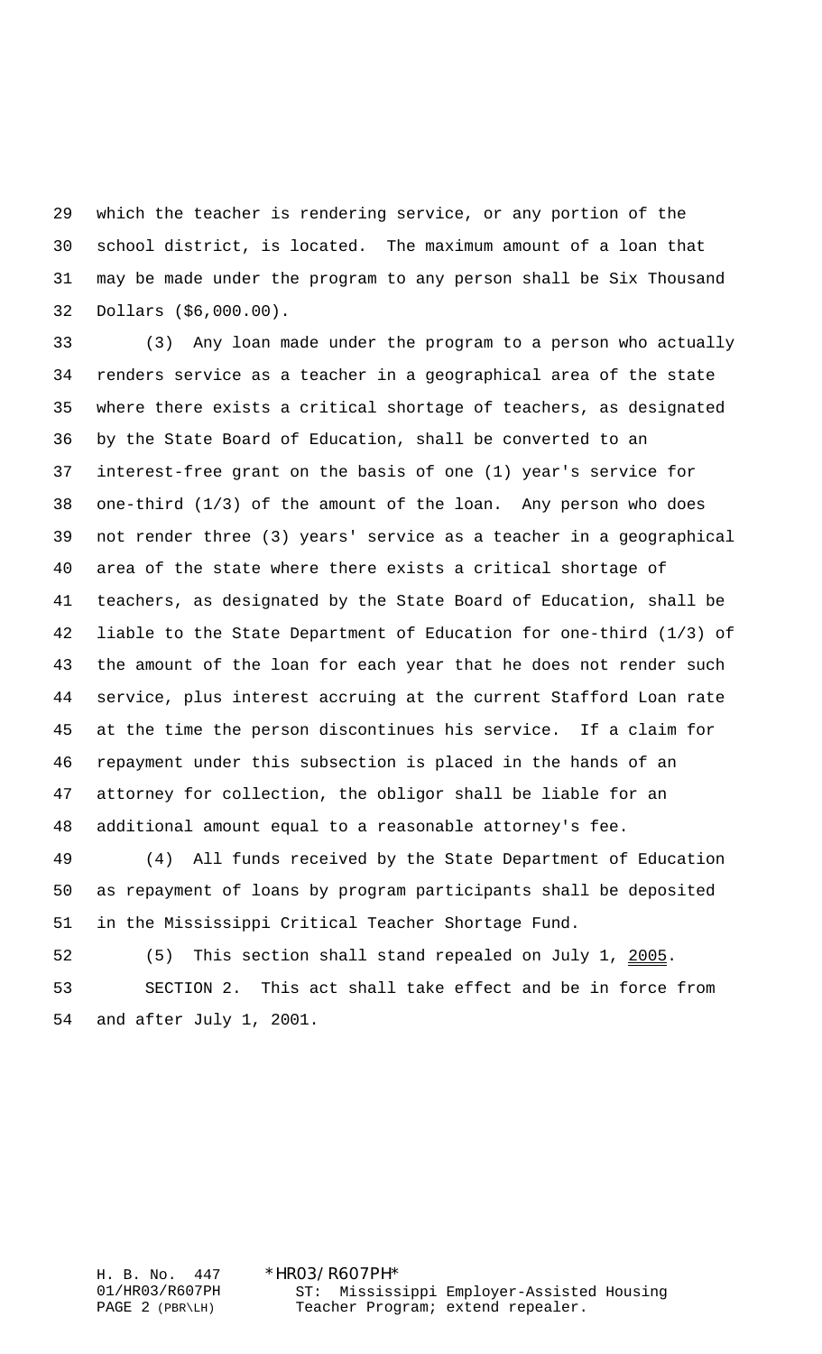which the teacher is rendering service, or any portion of the school district, is located. The maximum amount of a loan that may be made under the program to any person shall be Six Thousand Dollars ($6,000.00).

(3) Any loan made under the program to a person who actually renders service as a teacher in a geographical area of the state where there exists a critical shortage of teachers, as designated by the State Board of Education, shall be converted to an interest-free grant on the basis of one (1) year's service for one-third (1/3) of the amount of the loan. Any person who does not render three (3) years' service as a teacher in a geographical area of the state where there exists a critical shortage of teachers, as designated by the State Board of Education, shall be liable to the State Department of Education for one-third (1/3) of the amount of the loan for each year that he does not render such service, plus interest accruing at the current Stafford Loan rate at the time the person discontinues his service. If a claim for repayment under this subsection is placed in the hands of an attorney for collection, the obligor shall be liable for an additional amount equal to a reasonable attorney's fee.

(4) All funds received by the State Department of Education as repayment of loans by program participants shall be deposited in the Mississippi Critical Teacher Shortage Fund.

(5) This section shall stand repealed on July 1, 2005.

SECTION 2. This act shall take effect and be in force from and after July 1, 2001.